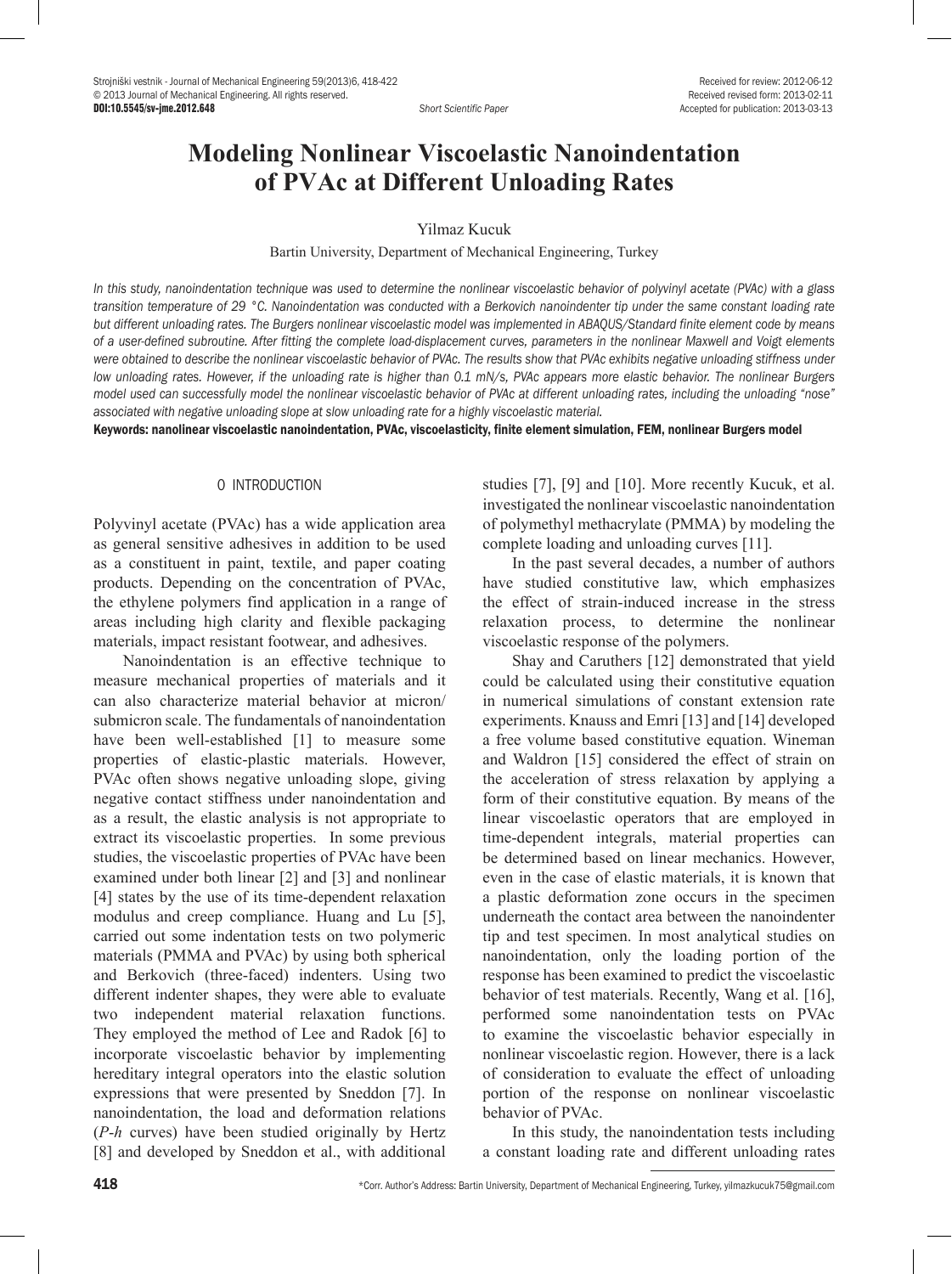Short Scientific Paper

Received for review: 2012-06-12
Received revised form: 2013-02-11
Accepted for publication: 2013-03-13

# Modeling Nonlinear Viscoelastic Nanoindentation of PVAc at Different Unloading Rates

Yilmaz Kucuk

Bartin University, Department of Mechanical Engineering, Turkey

*In this study, nanoindentation technique was used to determine the nonlinear viscoelastic behavior of polyvinyl acetate (PVAc) with a glass transition temperature of 29 °C. Nanoindentation was conducted with a Berkovich nanoindenter tip under the same constant loading rate but different unloading rates. The Burgers nonlinear viscoelastic model was implemented in ABAQUS/Standard finite element code by means of a user-defined subroutine. After fitting the complete load-displacement curves, parameters in the nonlinear Maxwell and Voigt elements were obtained to describe the nonlinear viscoelastic behavior of PVAc. The results show that PVAc exhibits negative unloading stiffness under low unloading rates. However, if the unloading rate is higher than 0.1 mN/s, PVAc appears more elastic behavior. The nonlinear Burgers model used can successfully model the nonlinear viscoelastic behavior of PVAc at different unloading rates, including the unloading "nose" associated with negative unloading slope at slow unloading rate for a highly viscoelastic material.*

**Keywords: nanolinear viscoelastic nanoindentation, PVAc, viscoelasticity, finite element simulation, FEM, nonlinear Burgers model**

## 0 INTRODUCTION

Polyvinyl acetate (PVAc) has a wide application area as general sensitive adhesives in addition to be used as a constituent in paint, textile, and paper coating products. Depending on the concentration of PVAc, the ethylene polymers find application in a range of areas including high clarity and flexible packaging materials, impact resistant footwear, and adhesives.

Nanoindentation is an effective technique to measure mechanical properties of materials and it can also characterize material behavior at micron/submicron scale. The fundamentals of nanoindentation have been well-established [1] to measure some properties of elastic-plastic materials. However, PVAc often shows negative unloading slope, giving negative contact stiffness under nanoindentation and as a result, the elastic analysis is not appropriate to extract its viscoelastic properties. In some previous studies, the viscoelastic properties of PVAc have been examined under both linear [2] and [3] and nonlinear [4] states by the use of its time-dependent relaxation modulus and creep compliance. Huang and Lu [5], carried out some indentation tests on two polymeric materials (PMMA and PVAc) by using both spherical and Berkovich (three-faced) indenters. Using two different indenter shapes, they were able to evaluate two independent material relaxation functions. They employed the method of Lee and Radok [6] to incorporate viscoelastic behavior by implementing hereditary integral operators into the elastic solution expressions that were presented by Sneddon [7]. In nanoindentation, the load and deformation relations (*P-h* curves) have been studied originally by Hertz [8] and developed by Sneddon et al., with additional studies [7], [9] and [10]. More recently Kucuk, et al. investigated the nonlinear viscoelastic nanoindentation of polymethyl methacrylate (PMMA) by modeling the complete loading and unloading curves [11].

In the past several decades, a number of authors have studied constitutive law, which emphasizes the effect of strain-induced increase in the stress relaxation process, to determine the nonlinear viscoelastic response of the polymers.

Shay and Caruthers [12] demonstrated that yield could be calculated using their constitutive equation in numerical simulations of constant extension rate experiments. Knauss and Emri [13] and [14] developed a free volume based constitutive equation. Wineman and Waldron [15] considered the effect of strain on the acceleration of stress relaxation by applying a form of their constitutive equation. By means of the linear viscoelastic operators that are employed in time-dependent integrals, material properties can be determined based on linear mechanics. However, even in the case of elastic materials, it is known that a plastic deformation zone occurs in the specimen underneath the contact area between the nanoindenter tip and test specimen. In most analytical studies on nanoindentation, only the loading portion of the response has been examined to predict the viscoelastic behavior of test materials. Recently, Wang et al. [16], performed some nanoindentation tests on PVAc to examine the viscoelastic behavior especially in nonlinear viscoelastic region. However, there is a lack of consideration to evaluate the effect of unloading portion of the response on nonlinear viscoelastic behavior of PVAc.

In this study, the nanoindentation tests including a constant loading rate and different unloading rates

*Corr. Author's Address: Bartin University, Department of Mechanical Engineering, Turkey, yilmazkucuk75@gmail.com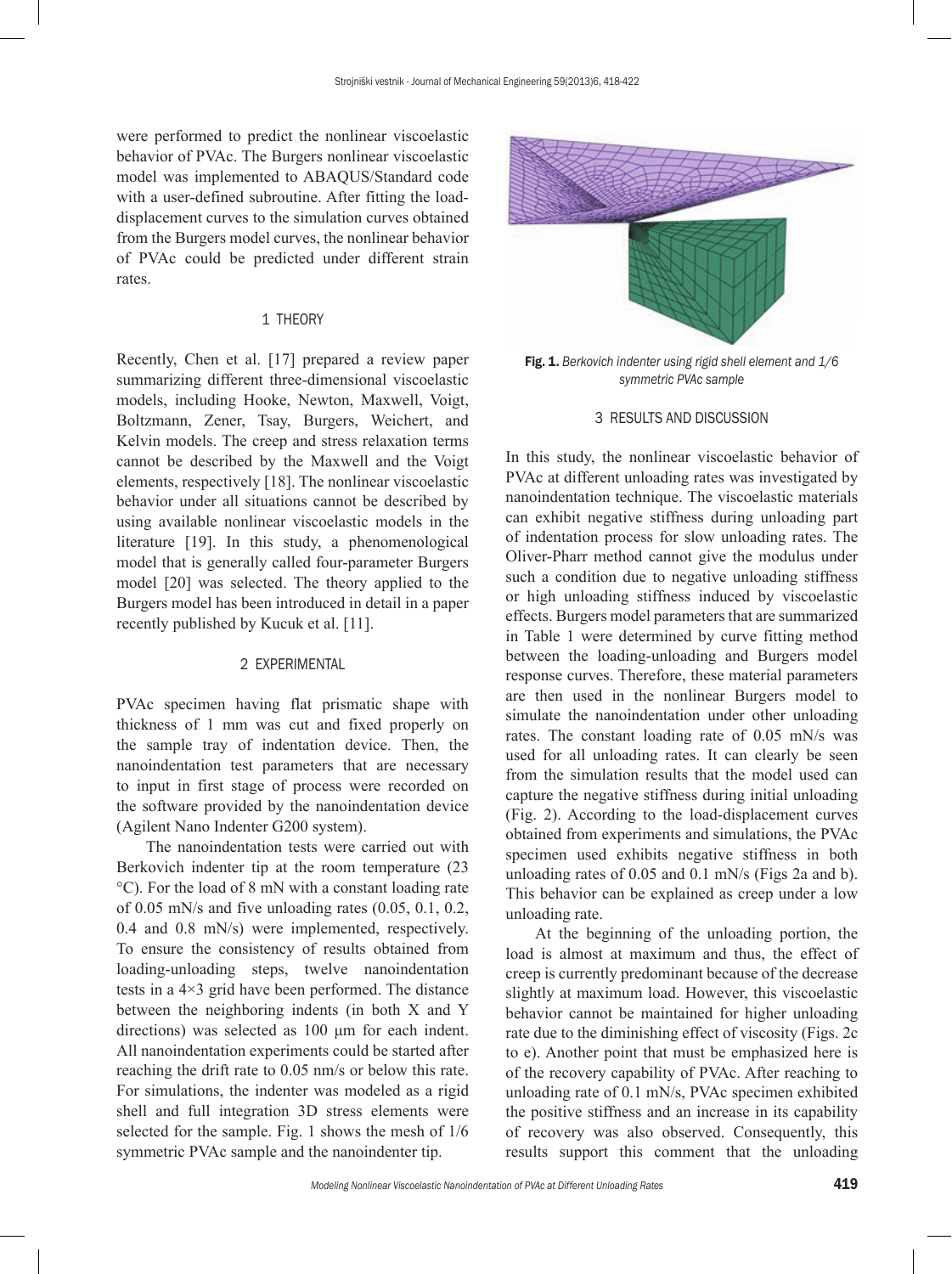were performed to predict the nonlinear viscoelastic behavior of PVAc. The Burgers nonlinear viscoelastic model was implemented to ABAQUS/Standard code with a user-defined subroutine. After fitting the load-displacement curves to the simulation curves obtained from the Burgers model curves, the nonlinear behavior of PVAc could be predicted under different strain rates.

## 1 THEORY

Recently, Chen et al. [17] prepared a review paper summarizing different three-dimensional viscoelastic models, including Hooke, Newton, Maxwell, Voigt, Boltzmann, Zener, Tsay, Burgers, Weichert, and Kelvin models. The creep and stress relaxation terms cannot be described by the Maxwell and the Voigt elements, respectively [18]. The nonlinear viscoelastic behavior under all situations cannot be described by using available nonlinear viscoelastic models in the literature [19]. In this study, a phenomenological model that is generally called four-parameter Burgers model [20] was selected. The theory applied to the Burgers model has been introduced in detail in a paper recently published by Kucuk et al. [11].

## 2 EXPERIMENTAL

PVAc specimen having flat prismatic shape with thickness of 1 mm was cut and fixed properly on the sample tray of indentation device. Then, the nanoindentation test parameters that are necessary to input in first stage of process were recorded on the software provided by the nanoindentation device (Agilent Nano Indenter G200 system).

The nanoindentation tests were carried out with Berkovich indenter tip at the room temperature (23 °C). For the load of 8 mN with a constant loading rate of 0.05 mN/s and five unloading rates (0.05, 0.1, 0.2, 0.4 and 0.8 mN/s) were implemented, respectively. To ensure the consistency of results obtained from loading-unloading steps, twelve nanoindentation tests in a 4×3 grid have been performed. The distance between the neighboring indents (in both X and Y directions) was selected as 100 µm for each indent. All nanoindentation experiments could be started after reaching the drift rate to 0.05 nm/s or below this rate. For simulations, the indenter was modeled as a rigid shell and full integration 3D stress elements were selected for the sample. Fig. 1 shows the mesh of 1/6 symmetric PVAc sample and the nanoindenter tip.

**Fig. 1.** *Berkovich indenter using rigid shell element and 1/6 symmetric PVAc sample*

## 3 RESULTS AND DISCUSSION

In this study, the nonlinear viscoelastic behavior of PVAc at different unloading rates was investigated by nanoindentation technique. The viscoelastic materials can exhibit negative stiffness during unloading part of indentation process for slow unloading rates. The Oliver-Pharr method cannot give the modulus under such a condition due to negative unloading stiffness or high unloading stiffness induced by viscoelastic effects. Burgers model parameters that are summarized in Table 1 were determined by curve fitting method between the loading-unloading and Burgers model response curves. Therefore, these material parameters are then used in the nonlinear Burgers model to simulate the nanoindentation under other unloading rates. The constant loading rate of 0.05 mN/s was used for all unloading rates. It can clearly be seen from the simulation results that the model used can capture the negative stiffness during initial unloading (Fig. 2). According to the load-displacement curves obtained from experiments and simulations, the PVAc specimen used exhibits negative stiffness in both unloading rates of 0.05 and 0.1 mN/s (Figs 2a and b). This behavior can be explained as creep under a low unloading rate.

At the beginning of the unloading portion, the load is almost at maximum and thus, the effect of creep is currently predominant because of the decrease slightly at maximum load. However, this viscoelastic behavior cannot be maintained for higher unloading rate due to the diminishing effect of viscosity (Figs. 2c to e). Another point that must be emphasized here is of the recovery capability of PVAc. After reaching to unloading rate of 0.1 mN/s, PVAc specimen exhibited the positive stiffness and an increase in its capability of recovery was also observed. Consequently, this results support this comment that the unloading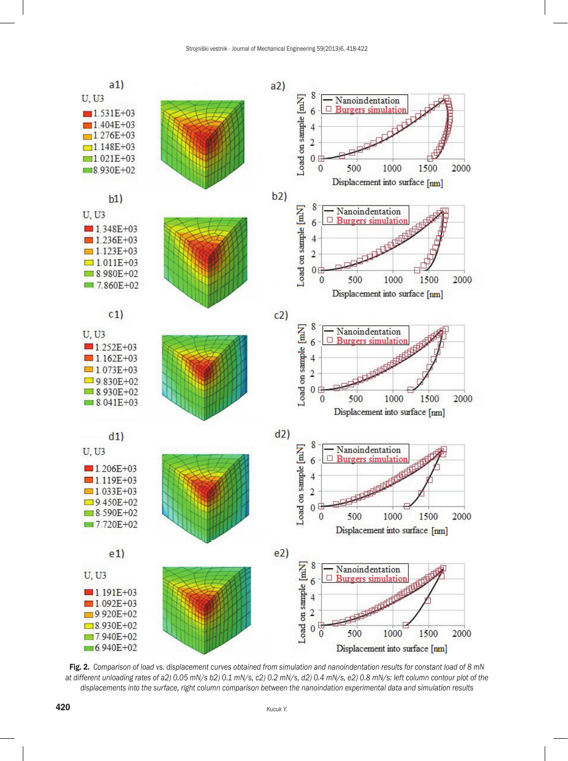**Fig. 2.** *Comparison of load vs. displacement curves obtained from simulation and nanoindentation results for constant load of 8 mN at different unloading rates of a2) 0.05 mN/s b2) 0.1 mN/s, c2) 0.2 mN/s, d2) 0.4 mN/s, e2) 0.8 mN/s: left column contour plot of the displacements into the surface, right column comparison between the nanoindation experimental data and simulation results*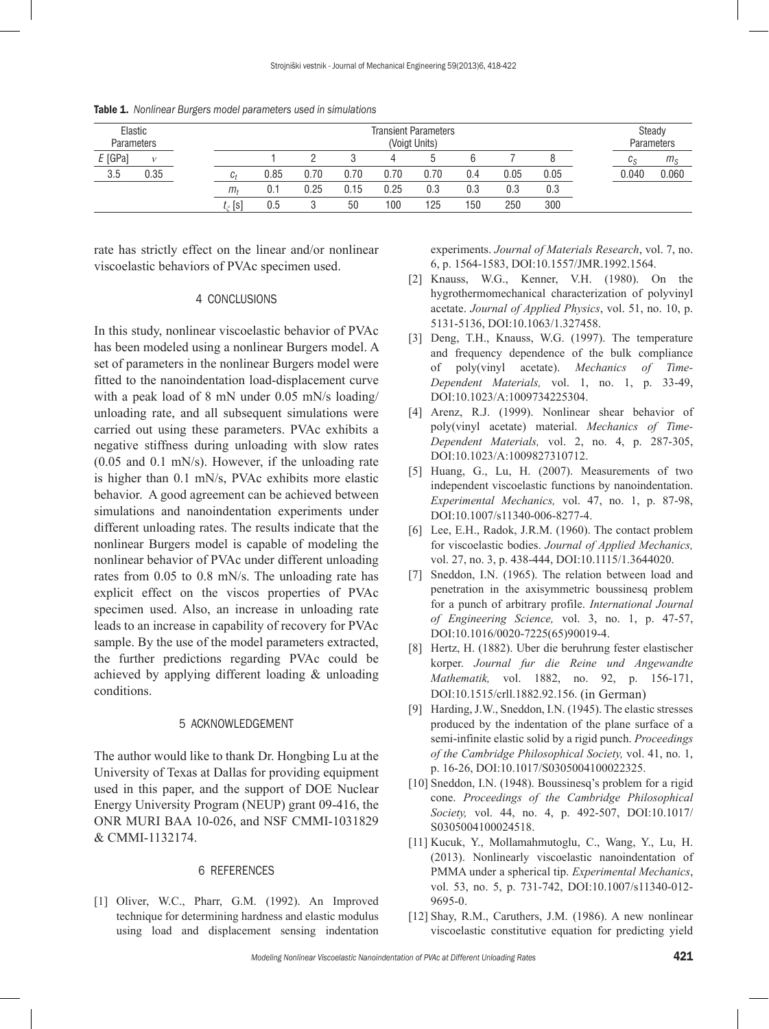**Table 1.** *Nonlinear Burgers model parameters used in simulations*

| Elastic Parameters | | | Transient Parameters (Voigt Units) | | | | | | | | Steady Parameters | |
|---|---|---|---|---|---|---|---|---|---|---|---|---|
| $E$ [GPa] | $\nu$ | | 1 | 2 | 3 | 4 | 5 | 6 | 7 | 8 | $c_S$ | $m_S$ |
| 3.5 | 0.35 | $c_t$ | 0.85 | 0.70 | 0.70 | 0.70 | 0.70 | 0.4 | 0.05 | 0.05 | 0.040 | 0.060 |
| | | $m_t$ | 0.1 | 0.25 | 0.15 | 0.25 | 0.3 | 0.3 | 0.3 | 0.3 | | |
| | | $t_\xi$ [s] | 0.5 | 3 | 50 | 100 | 125 | 150 | 250 | 300 | | |

rate has strictly effect on the linear and/or nonlinear viscoelastic behaviors of PVAc specimen used.

## 4 CONCLUSIONS

In this study, nonlinear viscoelastic behavior of PVAc has been modeled using a nonlinear Burgers model. A set of parameters in the nonlinear Burgers model were fitted to the nanoindentation load-displacement curve with a peak load of 8 mN under 0.05 mN/s loading/unloading rate, and all subsequent simulations were carried out using these parameters. PVAc exhibits a negative stiffness during unloading with slow rates (0.05 and 0.1 mN/s). However, if the unloading rate is higher than 0.1 mN/s, PVAc exhibits more elastic behavior. A good agreement can be achieved between simulations and nanoindentation experiments under different unloading rates. The results indicate that the nonlinear Burgers model is capable of modeling the nonlinear behavior of PVAc under different unloading rates from 0.05 to 0.8 mN/s. The unloading rate has explicit effect on the viscos properties of PVAc specimen used. Also, an increase in unloading rate leads to an increase in capability of recovery for PVAc sample. By the use of the model parameters extracted, the further predictions regarding PVAc could be achieved by applying different loading & unloading conditions.

## 5 ACKNOWLEDGEMENT

The author would like to thank Dr. Hongbing Lu at the University of Texas at Dallas for providing equipment used in this paper, and the support of DOE Nuclear Energy University Program (NEUP) grant 09-416, the ONR MURI BAA 10-026, and NSF CMMI-1031829 & CMMI-1132174.

## 6 REFERENCES

[1] Oliver, W.C., Pharr, G.M. (1992). An Improved technique for determining hardness and elastic modulus using load and displacement sensing indentation experiments. *Journal of Materials Research*, vol. 7, no. 6, p. 1564-1583, DOI:10.1557/JMR.1992.1564.

[2] Knauss, W.G., Kenner, V.H. (1980). On the hygrothermomechanical characterization of polyvinyl acetate. *Journal of Applied Physics*, vol. 51, no. 10, p. 5131-5136, DOI:10.1063/1.327458.

[3] Deng, T.H., Knauss, W.G. (1997). The temperature and frequency dependence of the bulk compliance of poly(vinyl acetate). *Mechanics of Time-Dependent Materials,* vol. 1, no. 1, p. 33-49, DOI:10.1023/A:1009734225304.

[4] Arenz, R.J. (1999). Nonlinear shear behavior of poly(vinyl acetate) material. *Mechanics of Time-Dependent Materials,* vol. 2, no. 4, p. 287-305, DOI:10.1023/A:1009827310712.

[5] Huang, G., Lu, H. (2007). Measurements of two independent viscoelastic functions by nanoindentation. *Experimental Mechanics,* vol. 47, no. 1, p. 87-98, DOI:10.1007/s11340-006-8277-4.

[6] Lee, E.H., Radok, J.R.M. (1960). The contact problem for viscoelastic bodies. *Journal of Applied Mechanics,* vol. 27, no. 3, p. 438-444, DOI:10.1115/1.3644020.

[7] Sneddon, I.N. (1965). The relation between load and penetration in the axisymmetric boussinesq problem for a punch of arbitrary profile. *International Journal of Engineering Science,* vol. 3, no. 1, p. 47-57, DOI:10.1016/0020-7225(65)90019-4.

[8] Hertz, H. (1882). Uber die beruhrung fester elastischer korper. *Journal fur die Reine und Angewandte Mathematik,* vol. 1882, no. 92, p. 156-171, DOI:10.1515/crll.1882.92.156. (in German)

[9] Harding, J.W., Sneddon, I.N. (1945). The elastic stresses produced by the indentation of the plane surface of a semi-infinite elastic solid by a rigid punch. *Proceedings of the Cambridge Philosophical Society,* vol. 41, no. 1, p. 16-26, DOI:10.1017/S0305004100022325.

[10] Sneddon, I.N. (1948). Boussinesq's problem for a rigid cone. *Proceedings of the Cambridge Philosophical Society,* vol. 44, no. 4, p. 492-507, DOI:10.1017/S0305004100024518.

[11] Kucuk, Y., Mollamahmutoglu, C., Wang, Y., Lu, H. (2013). Nonlinearly viscoelastic nanoindentation of PMMA under a spherical tip. *Experimental Mechanics*, vol. 53, no. 5, p. 731-742, DOI:10.1007/s11340-012-9695-0.

[12] Shay, R.M., Caruthers, J.M. (1986). A new nonlinear viscoelastic constitutive equation for predicting yield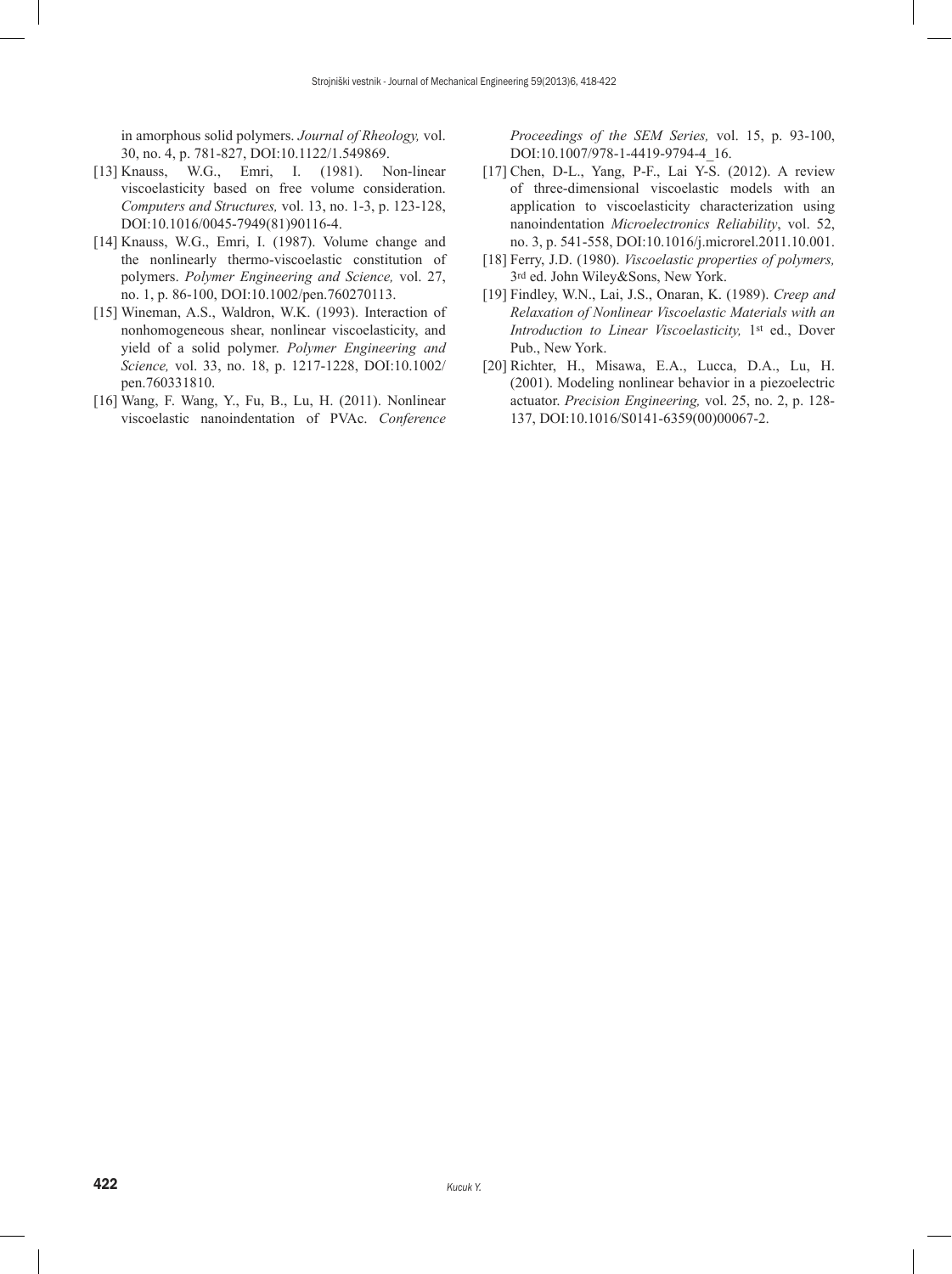in amorphous solid polymers. *Journal of Rheology,* vol. 30, no. 4, p. 781-827, DOI:10.1122/1.549869.

[13] Knauss, W.G., Emri, I. (1981). Non-linear viscoelasticity based on free volume consideration. *Computers and Structures,* vol. 13, no. 1-3, p. 123-128, DOI:10.1016/0045-7949(81)90116-4.

[14] Knauss, W.G., Emri, I. (1987). Volume change and the nonlinearly thermo-viscoelastic constitution of polymers. *Polymer Engineering and Science,* vol. 27, no. 1, p. 86-100, DOI:10.1002/pen.760270113.

[15] Wineman, A.S., Waldron, W.K. (1993). Interaction of nonhomogeneous shear, nonlinear viscoelasticity, and yield of a solid polymer. *Polymer Engineering and Science,* vol. 33, no. 18, p. 1217-1228, DOI:10.1002/pen.760331810.

[16] Wang, F. Wang, Y., Fu, B., Lu, H. (2011). Nonlinear viscoelastic nanoindentation of PVAc. *Conference Proceedings of the SEM Series,* vol. 15, p. 93-100, DOI:10.1007/978-1-4419-9794-4_16.

[17] Chen, D-L., Yang, P-F., Lai Y-S. (2012). A review of three-dimensional viscoelastic models with an application to viscoelasticity characterization using nanoindentation *Microelectronics Reliability*, vol. 52, no. 3, p. 541-558, DOI:10.1016/j.microrel.2011.10.001.

[18] Ferry, J.D. (1980). *Viscoelastic properties of polymers,* 3rd ed. John Wiley&Sons, New York.

[19] Findley, W.N., Lai, J.S., Onaran, K. (1989). *Creep and Relaxation of Nonlinear Viscoelastic Materials with an Introduction to Linear Viscoelasticity,* 1st ed., Dover Pub., New York.

[20] Richter, H., Misawa, E.A., Lucca, D.A., Lu, H. (2001). Modeling nonlinear behavior in a piezoelectric actuator. *Precision Engineering,* vol. 25, no. 2, p. 128-137, DOI:10.1016/S0141-6359(00)00067-2.